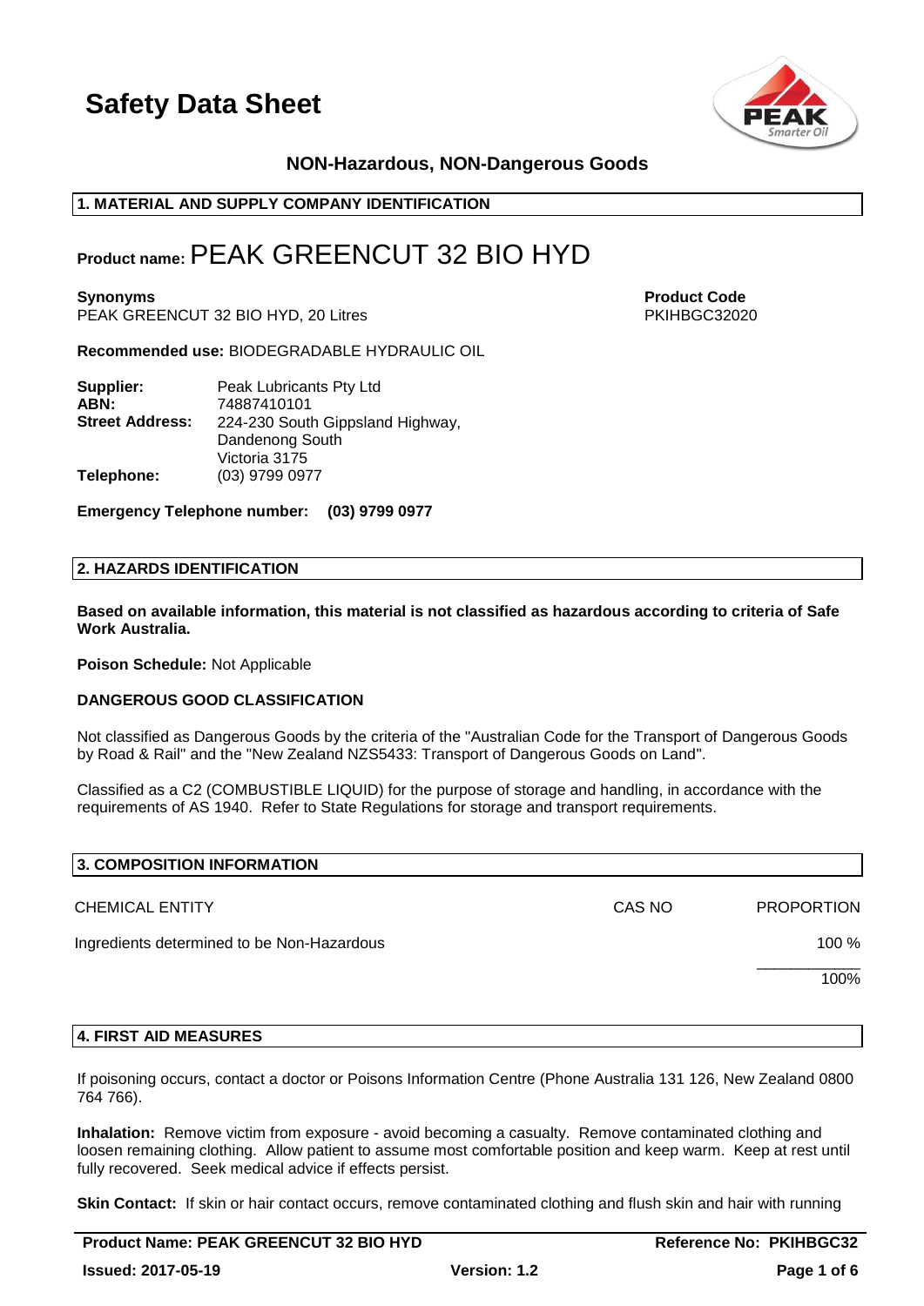# Safety Data Sheet

## NON-Hazardous, NON-Dangerous Goods

## 1. MATERIAL AND SUPPLY COMPANY IDENTIFICATION

**Product name:** PEAK GREENCUT 32 BIO HYD

**Synonyms**
PEAK GREENCUT 32 BIO HYD, 20 Litres

**Product Code**
PKIHBGC32020

**Recommended use:** BIODEGRADABLE HYDRAULIC OIL

**Supplier:** Peak Lubricants Pty Ltd
**ABN:** 74887410101
**Street Address:** 224-230 South Gippsland Highway, Dandenong South Victoria 3175
**Telephone:** (03) 9799 0977

**Emergency Telephone number: (03) 9799 0977**

## 2. HAZARDS IDENTIFICATION

**Based on available information, this material is not classified as hazardous according to criteria of Safe Work Australia.**

**Poison Schedule:** Not Applicable

**DANGEROUS GOOD CLASSIFICATION**

Not classified as Dangerous Goods by the criteria of the "Australian Code for the Transport of Dangerous Goods by Road & Rail" and the "New Zealand NZS5433: Transport of Dangerous Goods on Land".

Classified as a C2 (COMBUSTIBLE LIQUID) for the purpose of storage and handling, in accordance with the requirements of AS 1940. Refer to State Regulations for storage and transport requirements.

## 3. COMPOSITION INFORMATION

| CHEMICAL ENTITY | CAS NO | PROPORTION |
|---|---|---|
| Ingredients determined to be Non-Hazardous | | 100 % |
| | | 100% |

## 4. FIRST AID MEASURES

If poisoning occurs, contact a doctor or Poisons Information Centre (Phone Australia 131 126, New Zealand 0800 764 766).

**Inhalation:** Remove victim from exposure - avoid becoming a casualty. Remove contaminated clothing and loosen remaining clothing. Allow patient to assume most comfortable position and keep warm. Keep at rest until fully recovered. Seek medical advice if effects persist.

**Skin Contact:** If skin or hair contact occurs, remove contaminated clothing and flush skin and hair with running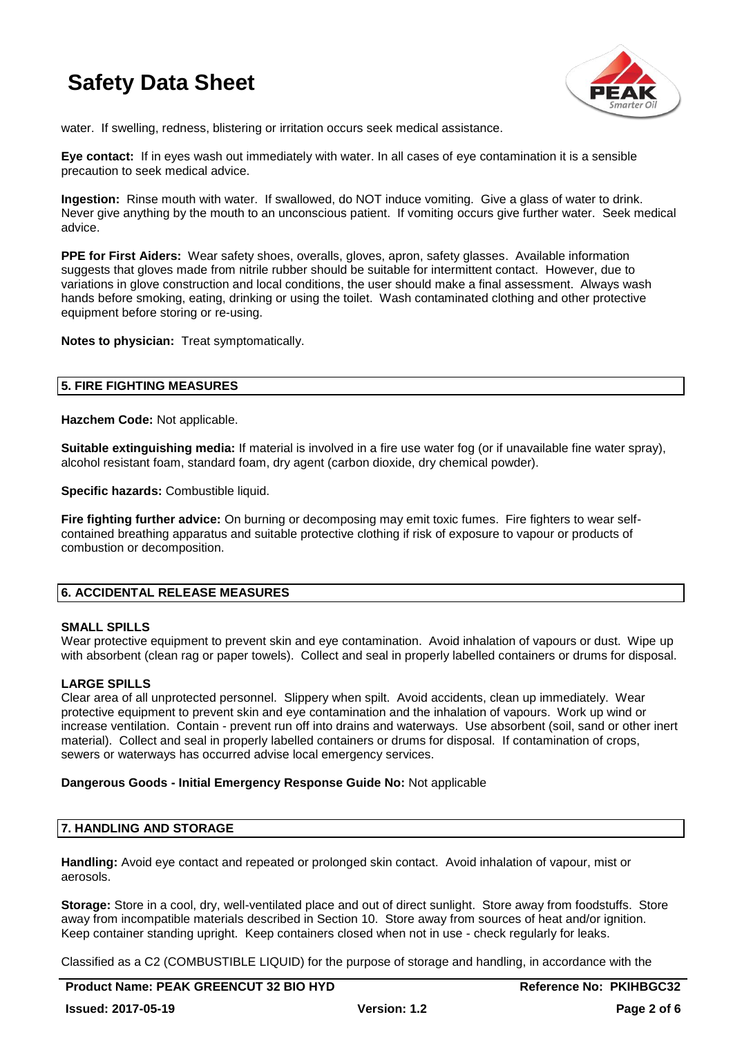water. If swelling, redness, blistering or irritation occurs seek medical assistance.

**Eye contact:** If in eyes wash out immediately with water. In all cases of eye contamination it is a sensible precaution to seek medical advice.

**Ingestion:** Rinse mouth with water. If swallowed, do NOT induce vomiting. Give a glass of water to drink. Never give anything by the mouth to an unconscious patient. If vomiting occurs give further water. Seek medical advice.

**PPE for First Aiders:** Wear safety shoes, overalls, gloves, apron, safety glasses. Available information suggests that gloves made from nitrile rubber should be suitable for intermittent contact. However, due to variations in glove construction and local conditions, the user should make a final assessment. Always wash hands before smoking, eating, drinking or using the toilet. Wash contaminated clothing and other protective equipment before storing or re-using.

**Notes to physician:** Treat symptomatically.

## 5. FIRE FIGHTING MEASURES

**Hazchem Code:** Not applicable.

**Suitable extinguishing media:** If material is involved in a fire use water fog (or if unavailable fine water spray), alcohol resistant foam, standard foam, dry agent (carbon dioxide, dry chemical powder).

**Specific hazards:** Combustible liquid.

**Fire fighting further advice:** On burning or decomposing may emit toxic fumes. Fire fighters to wear self-contained breathing apparatus and suitable protective clothing if risk of exposure to vapour or products of combustion or decomposition.

## 6. ACCIDENTAL RELEASE MEASURES

**SMALL SPILLS**

Wear protective equipment to prevent skin and eye contamination. Avoid inhalation of vapours or dust. Wipe up with absorbent (clean rag or paper towels). Collect and seal in properly labelled containers or drums for disposal.

**LARGE SPILLS**

Clear area of all unprotected personnel. Slippery when spilt. Avoid accidents, clean up immediately. Wear protective equipment to prevent skin and eye contamination and the inhalation of vapours. Work up wind or increase ventilation. Contain - prevent run off into drains and waterways. Use absorbent (soil, sand or other inert material). Collect and seal in properly labelled containers or drums for disposal. If contamination of crops, sewers or waterways has occurred advise local emergency services.

**Dangerous Goods - Initial Emergency Response Guide No:** Not applicable

## 7. HANDLING AND STORAGE

**Handling:** Avoid eye contact and repeated or prolonged skin contact. Avoid inhalation of vapour, mist or aerosols.

**Storage:** Store in a cool, dry, well-ventilated place and out of direct sunlight. Store away from foodstuffs. Store away from incompatible materials described in Section 10. Store away from sources of heat and/or ignition. Keep container standing upright. Keep containers closed when not in use - check regularly for leaks.

Classified as a C2 (COMBUSTIBLE LIQUID) for the purpose of storage and handling, in accordance with the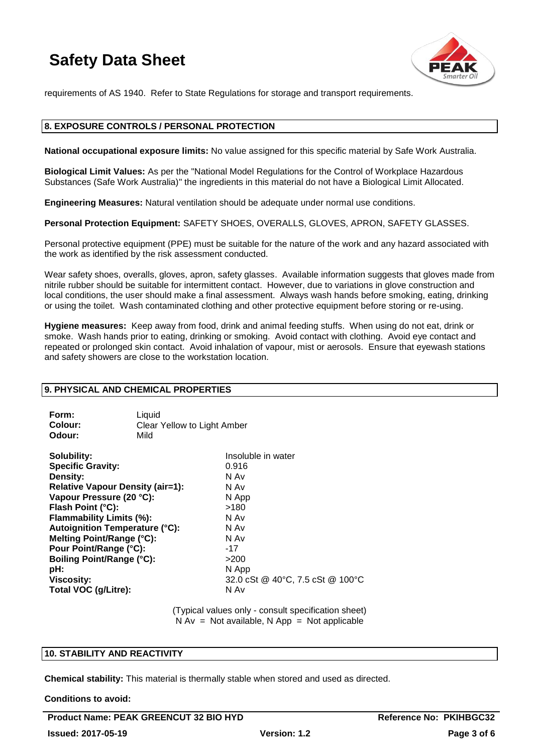requirements of AS 1940. Refer to State Regulations for storage and transport requirements.

## 8. EXPOSURE CONTROLS / PERSONAL PROTECTION

**National occupational exposure limits:** No value assigned for this specific material by Safe Work Australia.

**Biological Limit Values:** As per the "National Model Regulations for the Control of Workplace Hazardous Substances (Safe Work Australia)" the ingredients in this material do not have a Biological Limit Allocated.

**Engineering Measures:** Natural ventilation should be adequate under normal use conditions.

**Personal Protection Equipment:** SAFETY SHOES, OVERALLS, GLOVES, APRON, SAFETY GLASSES.

Personal protective equipment (PPE) must be suitable for the nature of the work and any hazard associated with the work as identified by the risk assessment conducted.

Wear safety shoes, overalls, gloves, apron, safety glasses. Available information suggests that gloves made from nitrile rubber should be suitable for intermittent contact. However, due to variations in glove construction and local conditions, the user should make a final assessment. Always wash hands before smoking, eating, drinking or using the toilet. Wash contaminated clothing and other protective equipment before storing or re-using.

**Hygiene measures:** Keep away from food, drink and animal feeding stuffs. When using do not eat, drink or smoke. Wash hands prior to eating, drinking or smoking. Avoid contact with clothing. Avoid eye contact and repeated or prolonged skin contact. Avoid inhalation of vapour, mist or aerosols. Ensure that eyewash stations and safety showers are close to the workstation location.

## 9. PHYSICAL AND CHEMICAL PROPERTIES

| | |
|---|---|
| **Form:** | Liquid |
| **Colour:** | Clear Yellow to Light Amber |
| **Odour:** | Mild |

| | |
|---|---|
| **Solubility:** | Insoluble in water |
| **Specific Gravity:** | 0.916 |
| **Density:** | N Av |
| **Relative Vapour Density (air=1):** | N Av |
| **Vapour Pressure (20 °C):** | N App |
| **Flash Point (°C):** | >180 |
| **Flammability Limits (%):** | N Av |
| **Autoignition Temperature (°C):** | N Av |
| **Melting Point/Range (°C):** | N Av |
| **Pour Point/Range (°C):** | -17 |
| **Boiling Point/Range (°C):** | >200 |
| **pH:** | N App |
| **Viscosity:** | 32.0 cSt @ 40°C, 7.5 cSt @ 100°C |
| **Total VOC (g/Litre):** | N Av |

(Typical values only - consult specification sheet)
N Av = Not available, N App = Not applicable

## 10. STABILITY AND REACTIVITY

**Chemical stability:** This material is thermally stable when stored and used as directed.

**Conditions to avoid:**

**Product Name: PEAK GREENCUT 32 BIO HYD** | **Reference No: PKIHBGC32** | **Issued: 2017-05-19** | **Version: 1.2**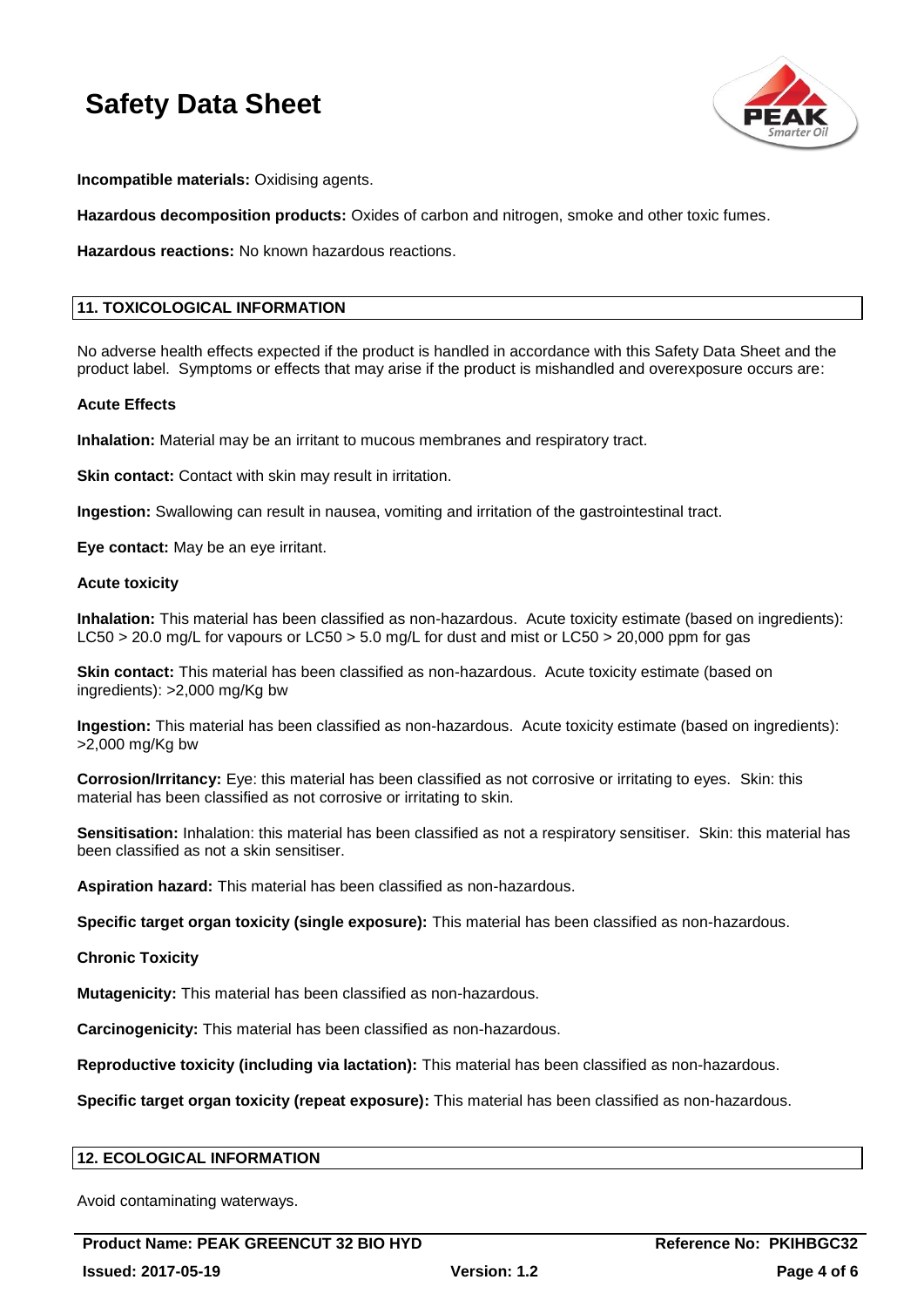**Incompatible materials:** Oxidising agents.

**Hazardous decomposition products:** Oxides of carbon and nitrogen, smoke and other toxic fumes.

**Hazardous reactions:** No known hazardous reactions.

## 11. TOXICOLOGICAL INFORMATION

No adverse health effects expected if the product is handled in accordance with this Safety Data Sheet and the product label. Symptoms or effects that may arise if the product is mishandled and overexposure occurs are:

### Acute Effects

**Inhalation:** Material may be an irritant to mucous membranes and respiratory tract.

**Skin contact:** Contact with skin may result in irritation.

**Ingestion:** Swallowing can result in nausea, vomiting and irritation of the gastrointestinal tract.

**Eye contact:** May be an eye irritant.

### Acute toxicity

**Inhalation:** This material has been classified as non-hazardous. Acute toxicity estimate (based on ingredients): LC50 > 20.0 mg/L for vapours or LC50 > 5.0 mg/L for dust and mist or LC50 > 20,000 ppm for gas

**Skin contact:** This material has been classified as non-hazardous. Acute toxicity estimate (based on ingredients): >2,000 mg/Kg bw

**Ingestion:** This material has been classified as non-hazardous. Acute toxicity estimate (based on ingredients): >2,000 mg/Kg bw

**Corrosion/Irritancy:** Eye: this material has been classified as not corrosive or irritating to eyes. Skin: this material has been classified as not corrosive or irritating to skin.

**Sensitisation:** Inhalation: this material has been classified as not a respiratory sensitiser. Skin: this material has been classified as not a skin sensitiser.

**Aspiration hazard:** This material has been classified as non-hazardous.

**Specific target organ toxicity (single exposure):** This material has been classified as non-hazardous.

### Chronic Toxicity

**Mutagenicity:** This material has been classified as non-hazardous.

**Carcinogenicity:** This material has been classified as non-hazardous.

**Reproductive toxicity (including via lactation):** This material has been classified as non-hazardous.

**Specific target organ toxicity (repeat exposure):** This material has been classified as non-hazardous.

## 12. ECOLOGICAL INFORMATION

Avoid contaminating waterways.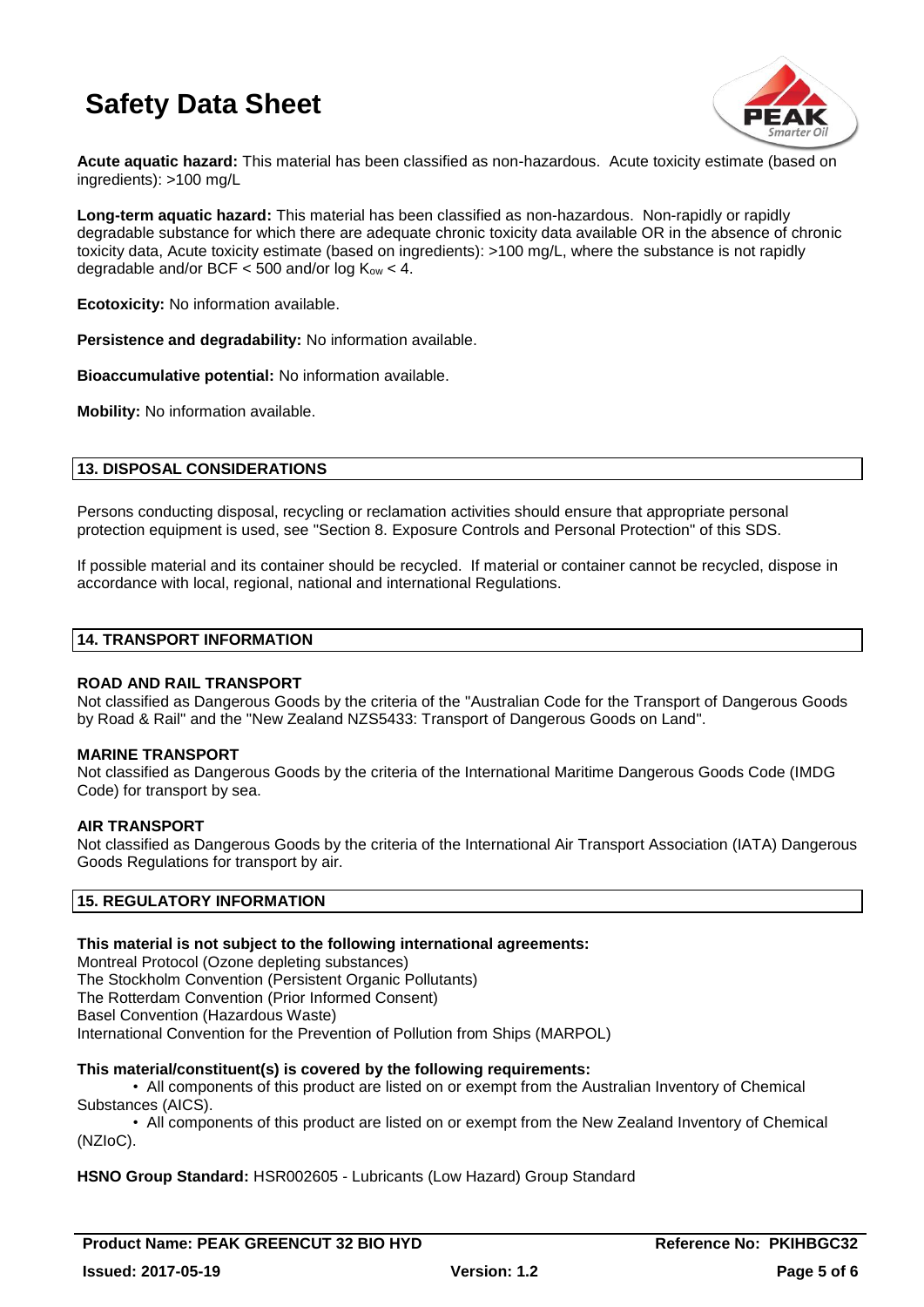**Acute aquatic hazard:** This material has been classified as non-hazardous. Acute toxicity estimate (based on ingredients): >100 mg/L

**Long-term aquatic hazard:** This material has been classified as non-hazardous. Non-rapidly or rapidly degradable substance for which there are adequate chronic toxicity data available OR in the absence of chronic toxicity data, Acute toxicity estimate (based on ingredients): >100 mg/L, where the substance is not rapidly degradable and/or BCF < 500 and/or log $K_{ow}$ < 4.

**Ecotoxicity:** No information available.

**Persistence and degradability:** No information available.

**Bioaccumulative potential:** No information available.

**Mobility:** No information available.

## 13. DISPOSAL CONSIDERATIONS

Persons conducting disposal, recycling or reclamation activities should ensure that appropriate personal protection equipment is used, see "Section 8. Exposure Controls and Personal Protection" of this SDS.

If possible material and its container should be recycled. If material or container cannot be recycled, dispose in accordance with local, regional, national and international Regulations.

## 14. TRANSPORT INFORMATION

**ROAD AND RAIL TRANSPORT**
Not classified as Dangerous Goods by the criteria of the "Australian Code for the Transport of Dangerous Goods by Road & Rail" and the "New Zealand NZS5433: Transport of Dangerous Goods on Land".

**MARINE TRANSPORT**
Not classified as Dangerous Goods by the criteria of the International Maritime Dangerous Goods Code (IMDG Code) for transport by sea.

**AIR TRANSPORT**
Not classified as Dangerous Goods by the criteria of the International Air Transport Association (IATA) Dangerous Goods Regulations for transport by air.

## 15. REGULATORY INFORMATION

**This material is not subject to the following international agreements:**
Montreal Protocol (Ozone depleting substances)
The Stockholm Convention (Persistent Organic Pollutants)
The Rotterdam Convention (Prior Informed Consent)
Basel Convention (Hazardous Waste)
International Convention for the Prevention of Pollution from Ships (MARPOL)

**This material/constituent(s) is covered by the following requirements:**

- All components of this product are listed on or exempt from the Australian Inventory of Chemical Substances (AICS).
- All components of this product are listed on or exempt from the New Zealand Inventory of Chemical (NZIoC).

**HSNO Group Standard:** HSR002605 - Lubricants (Low Hazard) Group Standard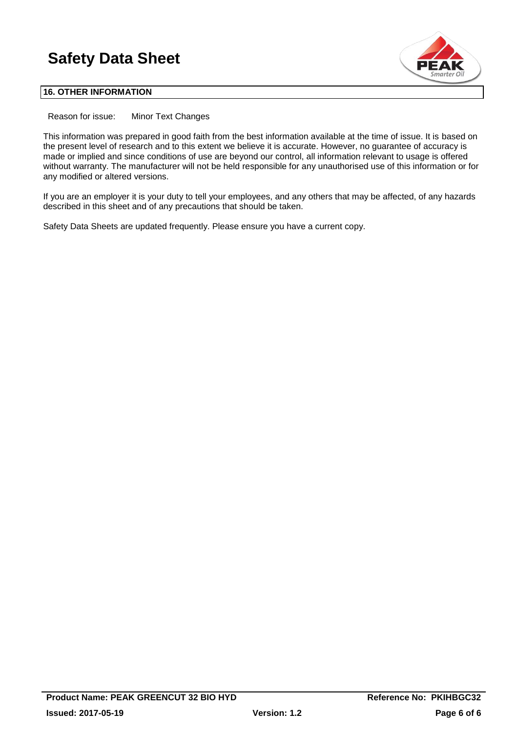## 16. OTHER INFORMATION

Reason for issue: Minor Text Changes

This information was prepared in good faith from the best information available at the time of issue. It is based on the present level of research and to this extent we believe it is accurate. However, no guarantee of accuracy is made or implied and since conditions of use are beyond our control, all information relevant to usage is offered without warranty. The manufacturer will not be held responsible for any unauthorised use of this information or for any modified or altered versions.

If you are an employer it is your duty to tell your employees, and any others that may be affected, of any hazards described in this sheet and of any precautions that should be taken.

Safety Data Sheets are updated frequently. Please ensure you have a current copy.